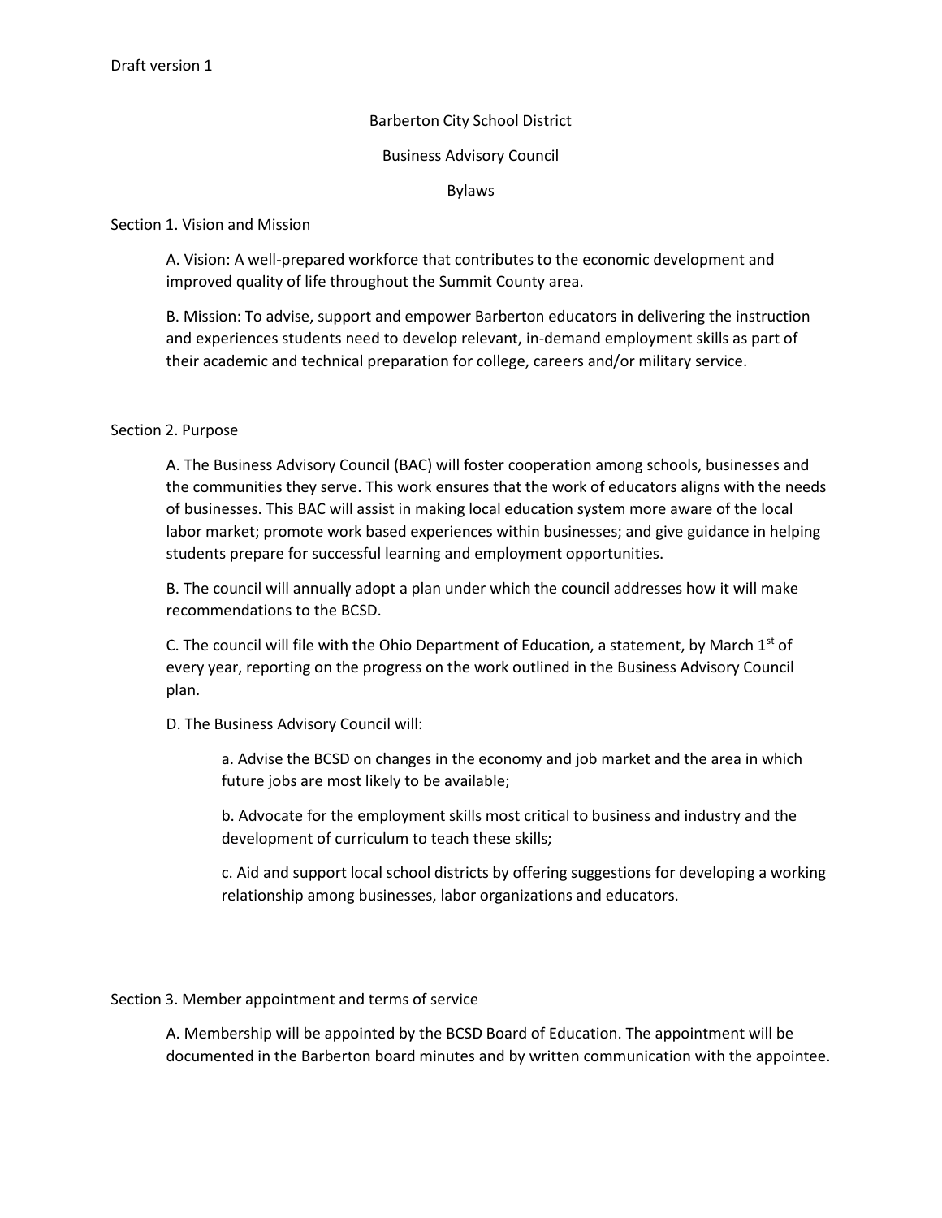Draft version 1

# Barberton City School District

## Business Advisory Council

## Bylaws

### Section 1. Vision and Mission

A. Vision: A well-prepared workforce that contributes to the economic development and improved quality of life throughout the Summit County area.

B. Mission: To advise, support and empower Barberton educators in delivering the instruction and experiences students need to develop relevant, in-demand employment skills as part of their academic and technical preparation for college, careers and/or military service.

### Section 2. Purpose

A. The Business Advisory Council (BAC) will foster cooperation among schools, businesses and the communities they serve. This work ensures that the work of educators aligns with the needs of businesses. This BAC will assist in making local education system more aware of the local labor market; promote work based experiences within businesses; and give guidance in helping students prepare for successful learning and employment opportunities.

B. The council will annually adopt a plan under which the council addresses how it will make recommendations to the BCSD.

C. The council will file with the Ohio Department of Education, a statement, by March 1st of every year, reporting on the progress on the work outlined in the Business Advisory Council plan.

D. The Business Advisory Council will:

> a. Advise the BCSD on changes in the economy and job market and the area in which future jobs are most likely to be available;
>
> b. Advocate for the employment skills most critical to business and industry and the development of curriculum to teach these skills;
>
> c. Aid and support local school districts by offering suggestions for developing a working relationship among businesses, labor organizations and educators.

### Section 3. Member appointment and terms of service

A. Membership will be appointed by the BCSD Board of Education. The appointment will be documented in the Barberton board minutes and by written communication with the appointee.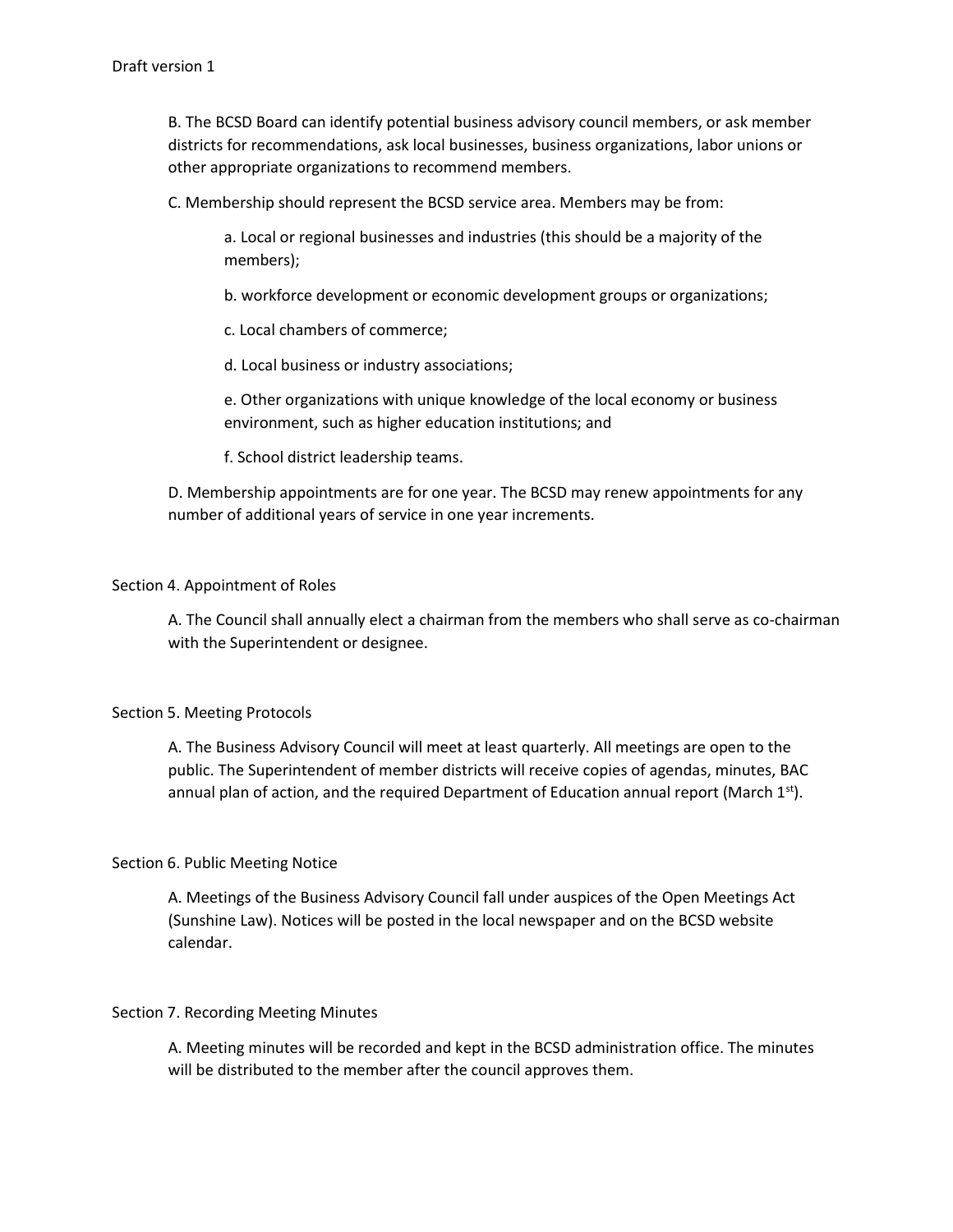B. The BCSD Board can identify potential business advisory council members, or ask member districts for recommendations, ask local businesses, business organizations, labor unions or other appropriate organizations to recommend members.

C. Membership should represent the BCSD service area. Members may be from:

a. Local or regional businesses and industries (this should be a majority of the members);

b. workforce development or economic development groups or organizations;

c. Local chambers of commerce;

d. Local business or industry associations;

e. Other organizations with unique knowledge of the local economy or business environment, such as higher education institutions; and

f. School district leadership teams.

D. Membership appointments are for one year. The BCSD may renew appointments for any number of additional years of service in one year increments.

## Section 4. Appointment of Roles

A. The Council shall annually elect a chairman from the members who shall serve as co-chairman with the Superintendent or designee.

## Section 5. Meeting Protocols

A. The Business Advisory Council will meet at least quarterly. All meetings are open to the public. The Superintendent of member districts will receive copies of agendas, minutes, BAC annual plan of action, and the required Department of Education annual report (March 1st).

## Section 6. Public Meeting Notice

A. Meetings of the Business Advisory Council fall under auspices of the Open Meetings Act (Sunshine Law). Notices will be posted in the local newspaper and on the BCSD website calendar.

## Section 7. Recording Meeting Minutes

A. Meeting minutes will be recorded and kept in the BCSD administration office. The minutes will be distributed to the member after the council approves them.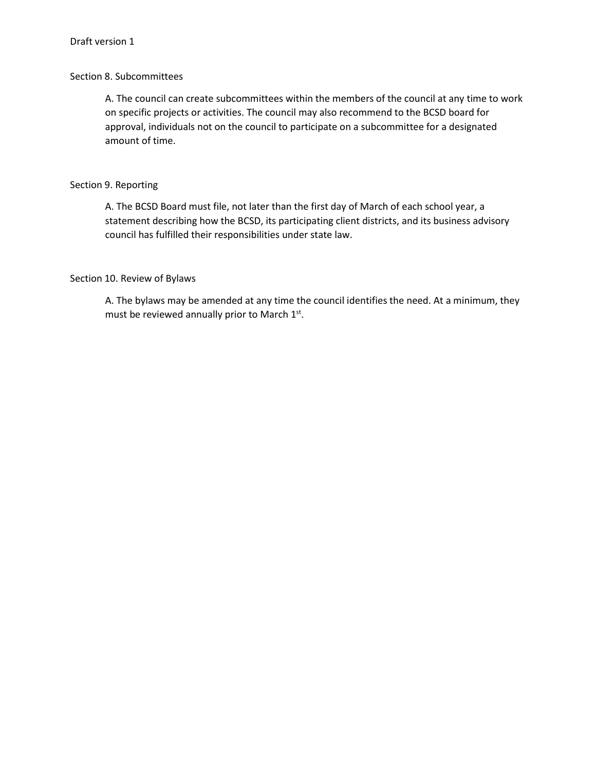## Section 8. Subcommittees

A. The council can create subcommittees within the members of the council at any time to work on specific projects or activities. The council may also recommend to the BCSD board for approval, individuals not on the council to participate on a subcommittee for a designated amount of time.

## Section 9. Reporting

A. The BCSD Board must file, not later than the first day of March of each school year, a statement describing how the BCSD, its participating client districts, and its business advisory council has fulfilled their responsibilities under state law.

## Section 10. Review of Bylaws

A. The bylaws may be amended at any time the council identifies the need. At a minimum, they must be reviewed annually prior to March 1st.